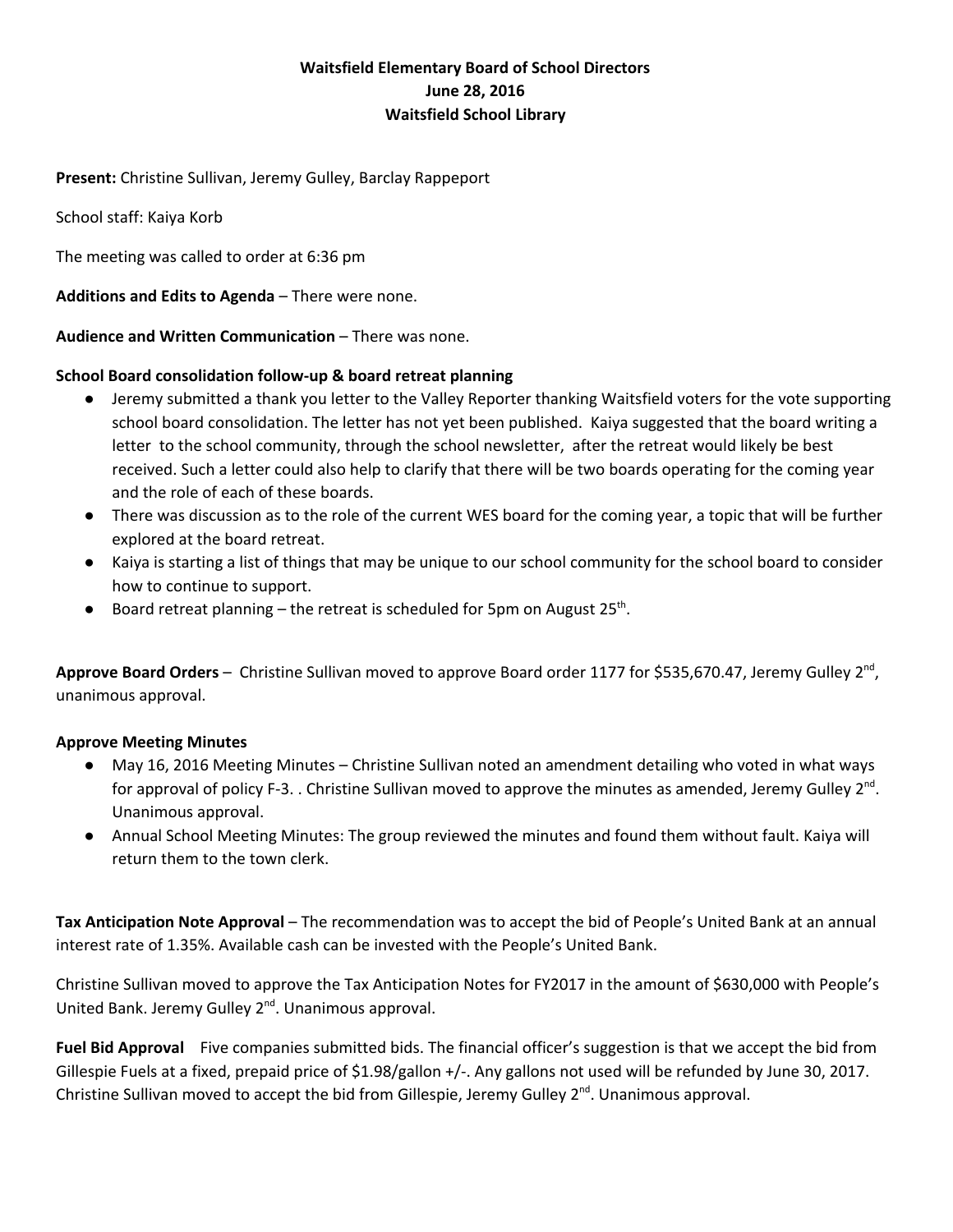**Waitsfield Elementary Board of School Directors**
**June 28, 2016**
**Waitsfield School Library**

**Present:** Christine Sullivan, Jeremy Gulley, Barclay Rappeport

School staff: Kaiya Korb

The meeting was called to order at 6:36 pm

**Additions and Edits to Agenda** – There were none.

**Audience and Written Communication** – There was none.

**School Board consolidation follow-up & board retreat planning**

- Jeremy submitted a thank you letter to the Valley Reporter thanking Waitsfield voters for the vote supporting school board consolidation. The letter has not yet been published. Kaiya suggested that the board writing a letter to the school community, through the school newsletter, after the retreat would likely be best received. Such a letter could also help to clarify that there will be two boards operating for the coming year and the role of each of these boards.
- There was discussion as to the role of the current WES board for the coming year, a topic that will be further explored at the board retreat.
- Kaiya is starting a list of things that may be unique to our school community for the school board to consider how to continue to support.
- Board retreat planning – the retreat is scheduled for 5pm on August 25th.

**Approve Board Orders** – Christine Sullivan moved to approve Board order 1177 for $535,670.47, Jeremy Gulley 2nd, unanimous approval.

**Approve Meeting Minutes**

- May 16, 2016 Meeting Minutes – Christine Sullivan noted an amendment detailing who voted in what ways for approval of policy F-3. . Christine Sullivan moved to approve the minutes as amended, Jeremy Gulley 2nd. Unanimous approval.
- Annual School Meeting Minutes: The group reviewed the minutes and found them without fault. Kaiya will return them to the town clerk.

**Tax Anticipation Note Approval** – The recommendation was to accept the bid of People's United Bank at an annual interest rate of 1.35%. Available cash can be invested with the People's United Bank.

Christine Sullivan moved to approve the Tax Anticipation Notes for FY2017 in the amount of $630,000 with People's United Bank. Jeremy Gulley 2nd. Unanimous approval.

**Fuel Bid Approval** Five companies submitted bids. The financial officer's suggestion is that we accept the bid from Gillespie Fuels at a fixed, prepaid price of $1.98/gallon +/-. Any gallons not used will be refunded by June 30, 2017. Christine Sullivan moved to accept the bid from Gillespie, Jeremy Gulley 2nd. Unanimous approval.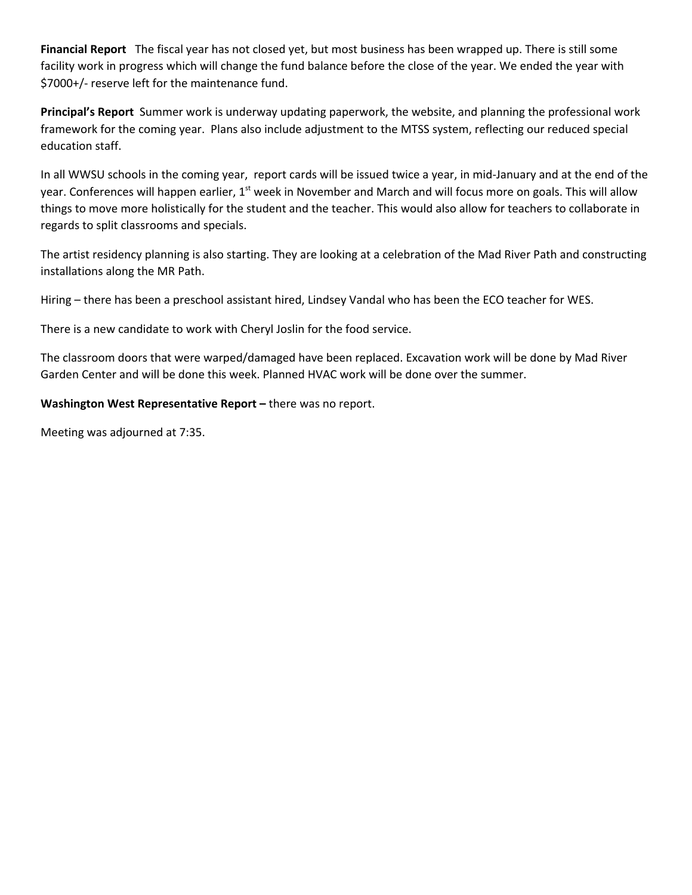**Financial Report** The fiscal year has not closed yet, but most business has been wrapped up. There is still some facility work in progress which will change the fund balance before the close of the year. We ended the year with $7000+/- reserve left for the maintenance fund.

**Principal's Report** Summer work is underway updating paperwork, the website, and planning the professional work framework for the coming year. Plans also include adjustment to the MTSS system, reflecting our reduced special education staff.

In all WWSU schools in the coming year, report cards will be issued twice a year, in mid-January and at the end of the year. Conferences will happen earlier, 1st week in November and March and will focus more on goals. This will allow things to move more holistically for the student and the teacher. This would also allow for teachers to collaborate in regards to split classrooms and specials.

The artist residency planning is also starting. They are looking at a celebration of the Mad River Path and constructing installations along the MR Path.

Hiring – there has been a preschool assistant hired, Lindsey Vandal who has been the ECO teacher for WES.

There is a new candidate to work with Cheryl Joslin for the food service.

The classroom doors that were warped/damaged have been replaced. Excavation work will be done by Mad River Garden Center and will be done this week. Planned HVAC work will be done over the summer.

**Washington West Representative Report –** there was no report.

Meeting was adjourned at 7:35.